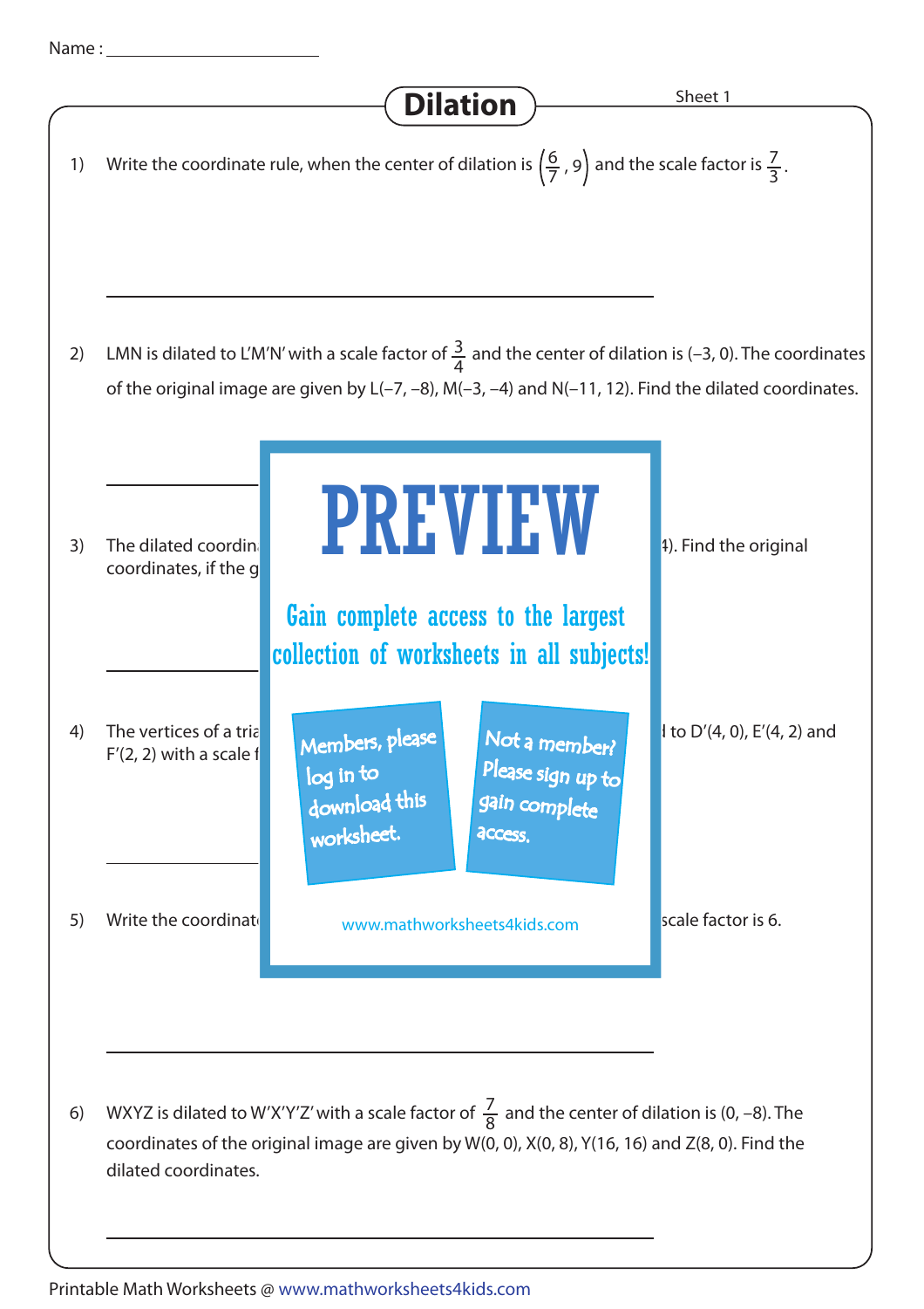Name : ______________________

# Dilation

Sheet 1

1) Write the coordinate rule, when the center of dilation is $\left(\frac{6}{7}, 9\right)$ and the scale factor is $\frac{7}{3}$.

______________________________________________

2) LMN is dilated to L'M'N' with a scale factor of $\frac{3}{4}$ and the center of dilation is (–3, 0). The coordinates of the original image are given by L(–7, –8), M(–3, –4) and N(–11, 12). Find the dilated coordinates.

______________________________________________

3) The dilated coordin 4). Find the original coordinates, if the g

PREVIEW

Gain complete access to the largest collection of worksheets in all subjects!

Members, please log in to download this worksheet.

Not a member? Please sign up to gain complete access.

www.mathworksheets4kids.com

______________________________________________

4) The vertices of a tria d to D'(4, 0), E'(4, 2) and F'(2, 2) with a scale f

______________________________________________

5) Write the coordinat scale factor is 6.

______________________________________________

6) WXYZ is dilated to W'X'Y'Z' with a scale factor of $\frac{7}{8}$ and the center of dilation is (0, –8). The coordinates of the original image are given by W(0, 0), X(0, 8), Y(16, 16) and Z(8, 0). Find the dilated coordinates.

______________________________________________

Printable Math Worksheets @ www.mathworksheets4kids.com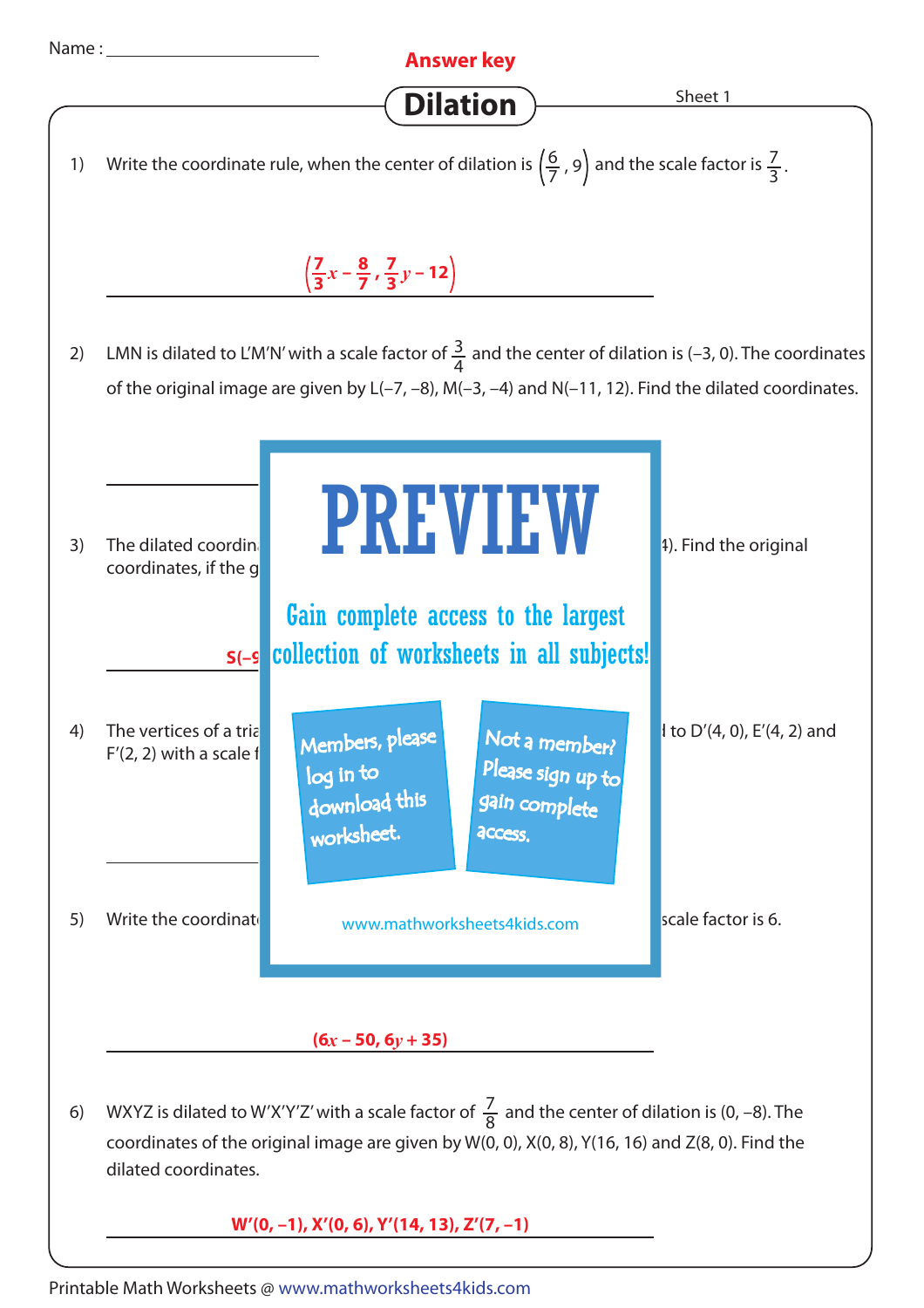Name : ________________________

**Answer key**

# Dilation

Sheet 1

1) Write the coordinate rule, when the center of dilation is $\left(\frac{6}{7}, 9\right)$ and the scale factor is $\frac{7}{3}$.

$\left(\frac{7}{3}x - \frac{8}{7}, \frac{7}{3}y - 12\right)$

2) LMN is dilated to L'M'N' with a scale factor of $\frac{3}{4}$ and the center of dilation is (–3, 0). The coordinates of the original image are given by L(–7, –8), M(–3, –4) and N(–11, 12). Find the dilated coordinates.

3) The dilated coordin… 4). Find the original coordinates, if the g…

S(–9…

4) The vertices of a tria… to D'(4, 0), E'(4, 2) and F'(2, 2) with a scale f…

5) Write the coordinat… scale factor is 6.

$(6x - 50, 6y + 35)$

6) WXYZ is dilated to W'X'Y'Z' with a scale factor of $\frac{7}{8}$ and the center of dilation is (0, –8). The coordinates of the original image are given by W(0, 0), X(0, 8), Y(16, 16) and Z(8, 0). Find the dilated coordinates.

W'(0, –1), X'(0, 6), Y'(14, 13), Z'(7, –1)